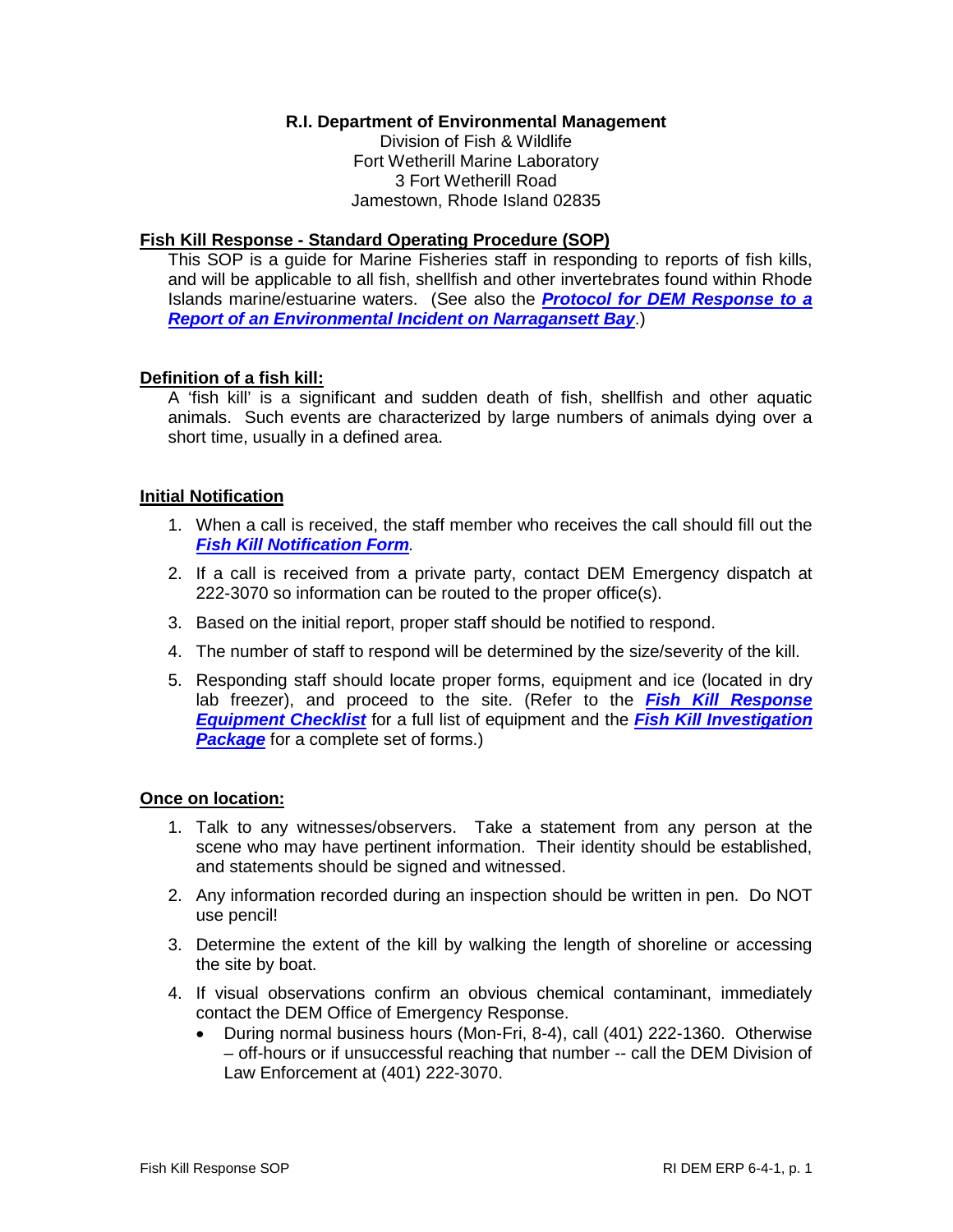**R.I. Department of Environmental Management**
Division of Fish & Wildlife
Fort Wetherill Marine Laboratory
3 Fort Wetherill Road
Jamestown, Rhode Island 02835

## Fish Kill Response - Standard Operating Procedure (SOP)

This SOP is a guide for Marine Fisheries staff in responding to reports of fish kills, and will be applicable to all fish, shellfish and other invertebrates found within Rhode Islands marine/estuarine waters. (See also the ***Protocol for DEM Response to a Report of an Environmental Incident on Narragansett Bay***.)

## Definition of a fish kill:

A 'fish kill' is a significant and sudden death of fish, shellfish and other aquatic animals. Such events are characterized by large numbers of animals dying over a short time, usually in a defined area.

## Initial Notification

1. When a call is received, the staff member who receives the call should fill out the ***Fish Kill Notification Form***.
2. If a call is received from a private party, contact DEM Emergency dispatch at 222-3070 so information can be routed to the proper office(s).
3. Based on the initial report, proper staff should be notified to respond.
4. The number of staff to respond will be determined by the size/severity of the kill.
5. Responding staff should locate proper forms, equipment and ice (located in dry lab freezer), and proceed to the site. (Refer to the ***Fish Kill Response Equipment Checklist*** for a full list of equipment and the ***Fish Kill Investigation Package*** for a complete set of forms.)

## Once on location:

1. Talk to any witnesses/observers. Take a statement from any person at the scene who may have pertinent information. Their identity should be established, and statements should be signed and witnessed.
2. Any information recorded during an inspection should be written in pen. Do NOT use pencil!
3. Determine the extent of the kill by walking the length of shoreline or accessing the site by boat.
4. If visual observations confirm an obvious chemical contaminant, immediately contact the DEM Office of Emergency Response.
   - During normal business hours (Mon-Fri, 8-4), call (401) 222-1360. Otherwise – off-hours or if unsuccessful reaching that number -- call the DEM Division of Law Enforcement at (401) 222-3070.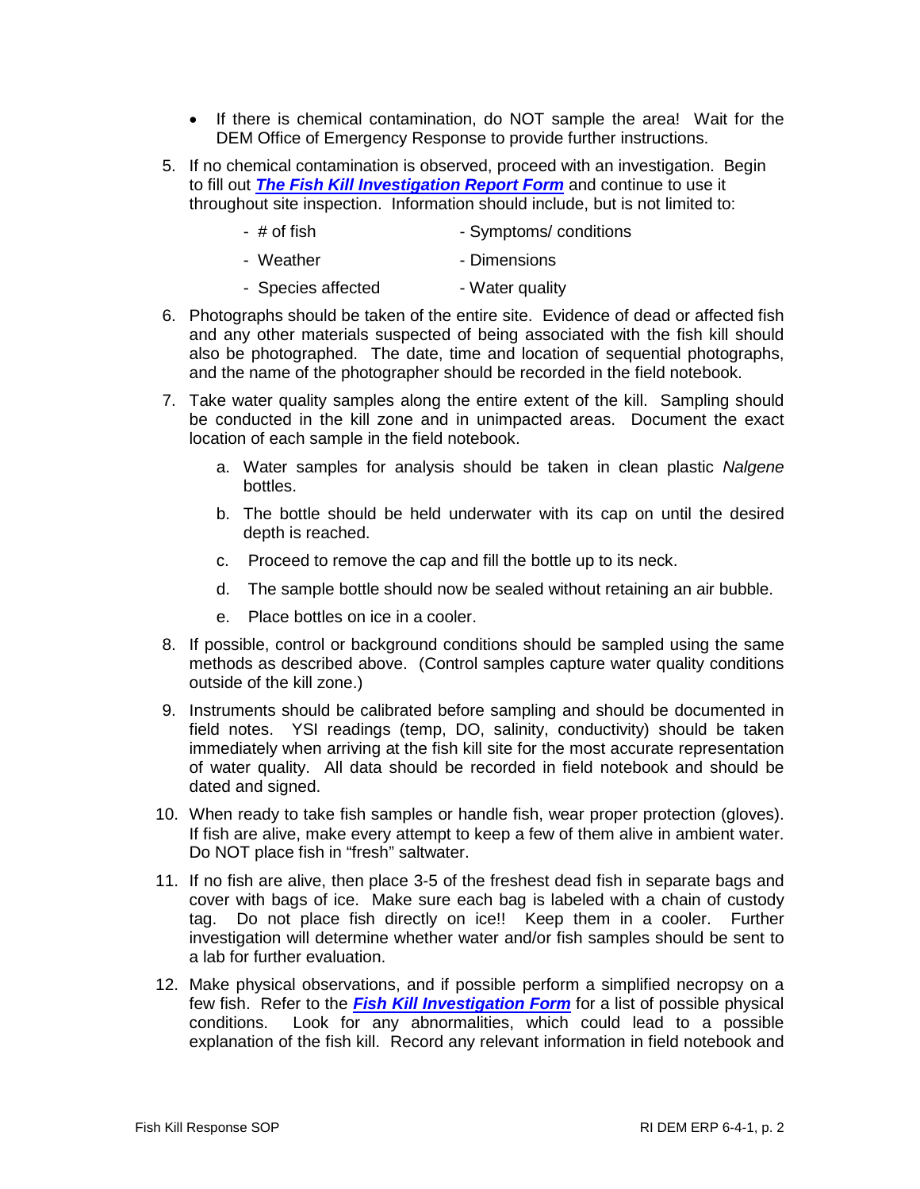- If there is chemical contamination, do NOT sample the area! Wait for the DEM Office of Emergency Response to provide further instructions.

5. If no chemical contamination is observed, proceed with an investigation. Begin to fill out ***The Fish Kill Investigation Report Form*** and continue to use it throughout site inspection. Information should include, but is not limited to:

   - # of fish
   - Weather
   - Species affected
   - Symptoms/ conditions
   - Dimensions
   - Water quality

6. Photographs should be taken of the entire site. Evidence of dead or affected fish and any other materials suspected of being associated with the fish kill should also be photographed. The date, time and location of sequential photographs, and the name of the photographer should be recorded in the field notebook.

7. Take water quality samples along the entire extent of the kill. Sampling should be conducted in the kill zone and in unimpacted areas. Document the exact location of each sample in the field notebook.

   a. Water samples for analysis should be taken in clean plastic *Nalgene* bottles.

   b. The bottle should be held underwater with its cap on until the desired depth is reached.

   c. Proceed to remove the cap and fill the bottle up to its neck.

   d. The sample bottle should now be sealed without retaining an air bubble.

   e. Place bottles on ice in a cooler.

8. If possible, control or background conditions should be sampled using the same methods as described above. (Control samples capture water quality conditions outside of the kill zone.)

9. Instruments should be calibrated before sampling and should be documented in field notes. YSI readings (temp, DO, salinity, conductivity) should be taken immediately when arriving at the fish kill site for the most accurate representation of water quality. All data should be recorded in field notebook and should be dated and signed.

10. When ready to take fish samples or handle fish, wear proper protection (gloves). If fish are alive, make every attempt to keep a few of them alive in ambient water. Do NOT place fish in "fresh" saltwater.

11. If no fish are alive, then place 3-5 of the freshest dead fish in separate bags and cover with bags of ice. Make sure each bag is labeled with a chain of custody tag. Do not place fish directly on ice!! Keep them in a cooler. Further investigation will determine whether water and/or fish samples should be sent to a lab for further evaluation.

12. Make physical observations, and if possible perform a simplified necropsy on a few fish. Refer to the ***Fish Kill Investigation Form*** for a list of possible physical conditions. Look for any abnormalities, which could lead to a possible explanation of the fish kill. Record any relevant information in field notebook and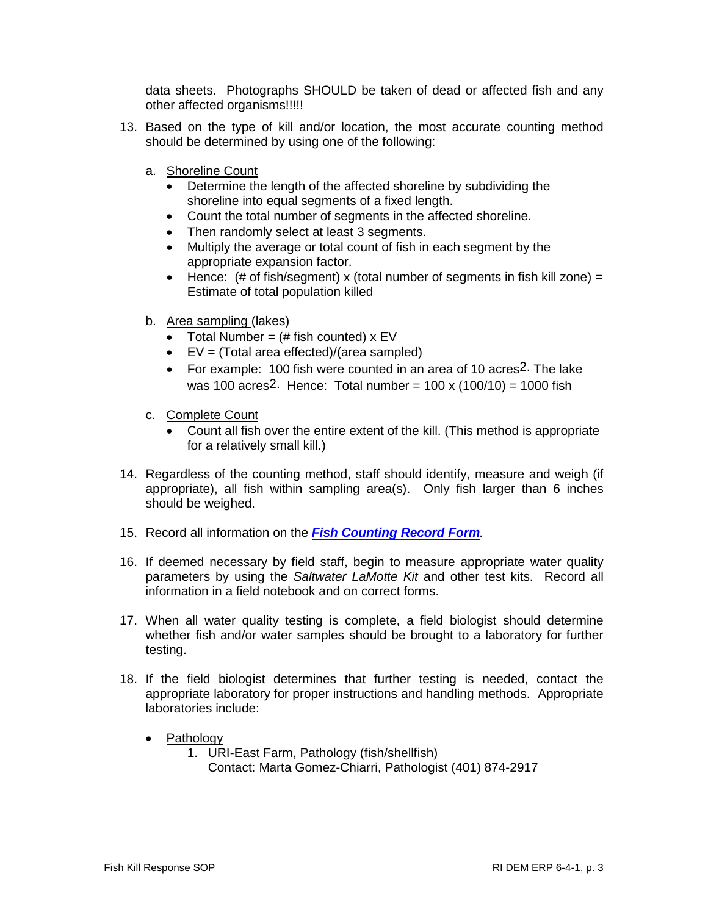data sheets. Photographs SHOULD be taken of dead or affected fish and any other affected organisms!!!!!

13. Based on the type of kill and/or location, the most accurate counting method should be determined by using one of the following:

    a. <u>Shoreline Count</u>
        - Determine the length of the affected shoreline by subdividing the shoreline into equal segments of a fixed length.
        - Count the total number of segments in the affected shoreline.
        - Then randomly select at least 3 segments.
        - Multiply the average or total count of fish in each segment by the appropriate expansion factor.
        - Hence: (# of fish/segment) x (total number of segments in fish kill zone) = Estimate of total population killed

    b. <u>Area sampling</u> (lakes)
        - Total Number = (# fish counted) x EV
        - EV = (Total area effected)/(area sampled)
        - For example: 100 fish were counted in an area of 10 acres$^{2}$. The lake was 100 acres$^{2}$. Hence: Total number = 100 x (100/10) = 1000 fish

    c. <u>Complete Count</u>
        - Count all fish over the entire extent of the kill. (This method is appropriate for a relatively small kill.)

14. Regardless of the counting method, staff should identify, measure and weigh (if appropriate), all fish within sampling area(s). Only fish larger than 6 inches should be weighed.

15. Record all information on the ***Fish Counting Record Form***.

16. If deemed necessary by field staff, begin to measure appropriate water quality parameters by using the *Saltwater LaMotte Kit* and other test kits. Record all information in a field notebook and on correct forms.

17. When all water quality testing is complete, a field biologist should determine whether fish and/or water samples should be brought to a laboratory for further testing.

18. If the field biologist determines that further testing is needed, contact the appropriate laboratory for proper instructions and handling methods. Appropriate laboratories include:

    - <u>Pathology</u>
        1. URI-East Farm, Pathology (fish/shellfish)
           Contact: Marta Gomez-Chiarri, Pathologist (401) 874-2917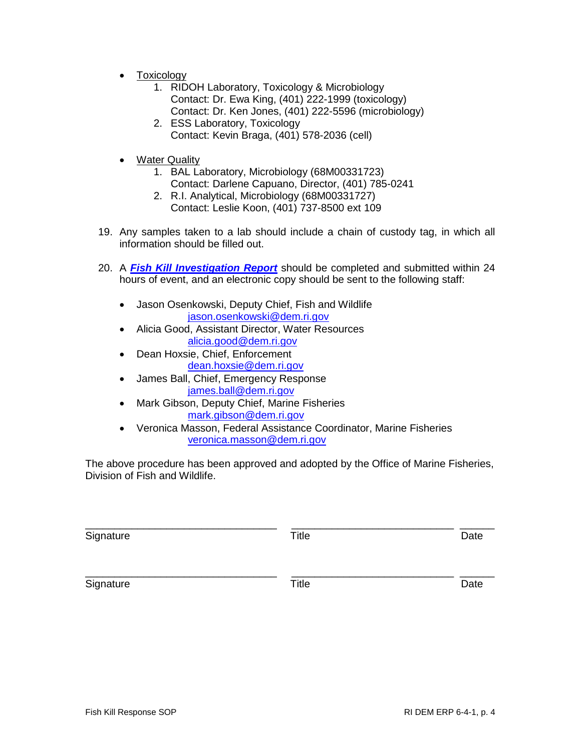- Toxicology
    1. RIDOH Laboratory, Toxicology & Microbiology
       Contact: Dr. Ewa King, (401) 222-1999 (toxicology)
       Contact: Dr. Ken Jones, (401) 222-5596 (microbiology)
    2. ESS Laboratory, Toxicology
       Contact: Kevin Braga, (401) 578-2036 (cell)

- Water Quality
    1. BAL Laboratory, Microbiology (68M00331723)
       Contact: Darlene Capuano, Director, (401) 785-0241
    2. R.I. Analytical, Microbiology (68M00331727)
       Contact: Leslie Koon, (401) 737-8500 ext 109

19. Any samples taken to a lab should include a chain of custody tag, in which all information should be filled out.

20. A ***Fish Kill Investigation Report*** should be completed and submitted within 24 hours of event, and an electronic copy should be sent to the following staff:

    - Jason Osenkowski, Deputy Chief, Fish and Wildlife
      jason.osenkowski@dem.ri.gov
    - Alicia Good, Assistant Director, Water Resources
      alicia.good@dem.ri.gov
    - Dean Hoxsie, Chief, Enforcement
      dean.hoxsie@dem.ri.gov
    - James Ball, Chief, Emergency Response
      james.ball@dem.ri.gov
    - Mark Gibson, Deputy Chief, Marine Fisheries
      mark.gibson@dem.ri.gov
    - Veronica Masson, Federal Assistance Coordinator, Marine Fisheries
      veronica.masson@dem.ri.gov

The above procedure has been approved and adopted by the Office of Marine Fisheries, Division of Fish and Wildlife.

_______________________________ _______________________________ ______
Signature Title Date

_______________________________ _______________________________ ______
Signature Title Date